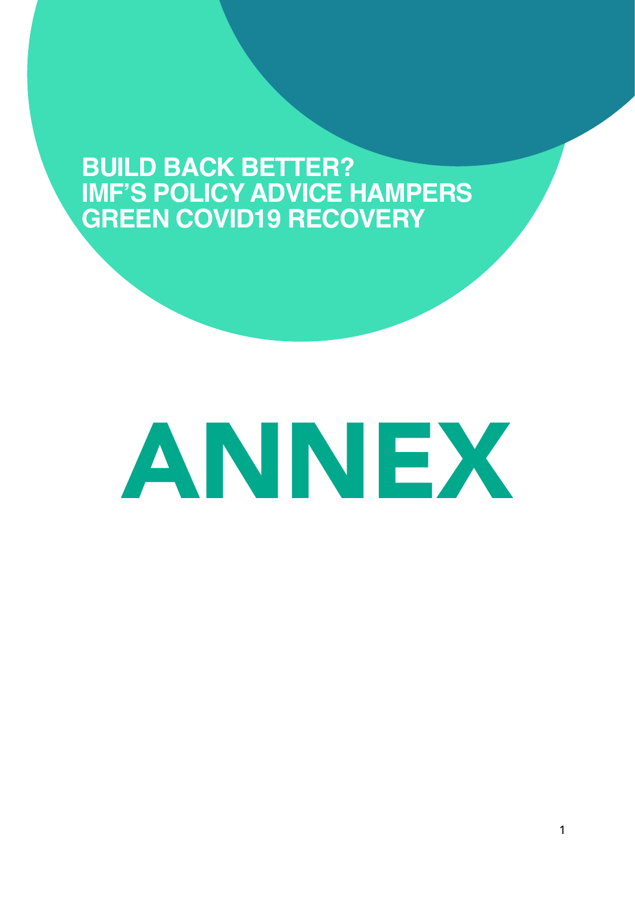# BUILD BACK BETTER? IMF'S POLICY ADVICE HAMPERS GREEN COVID19 RECOVERY

# ANNEX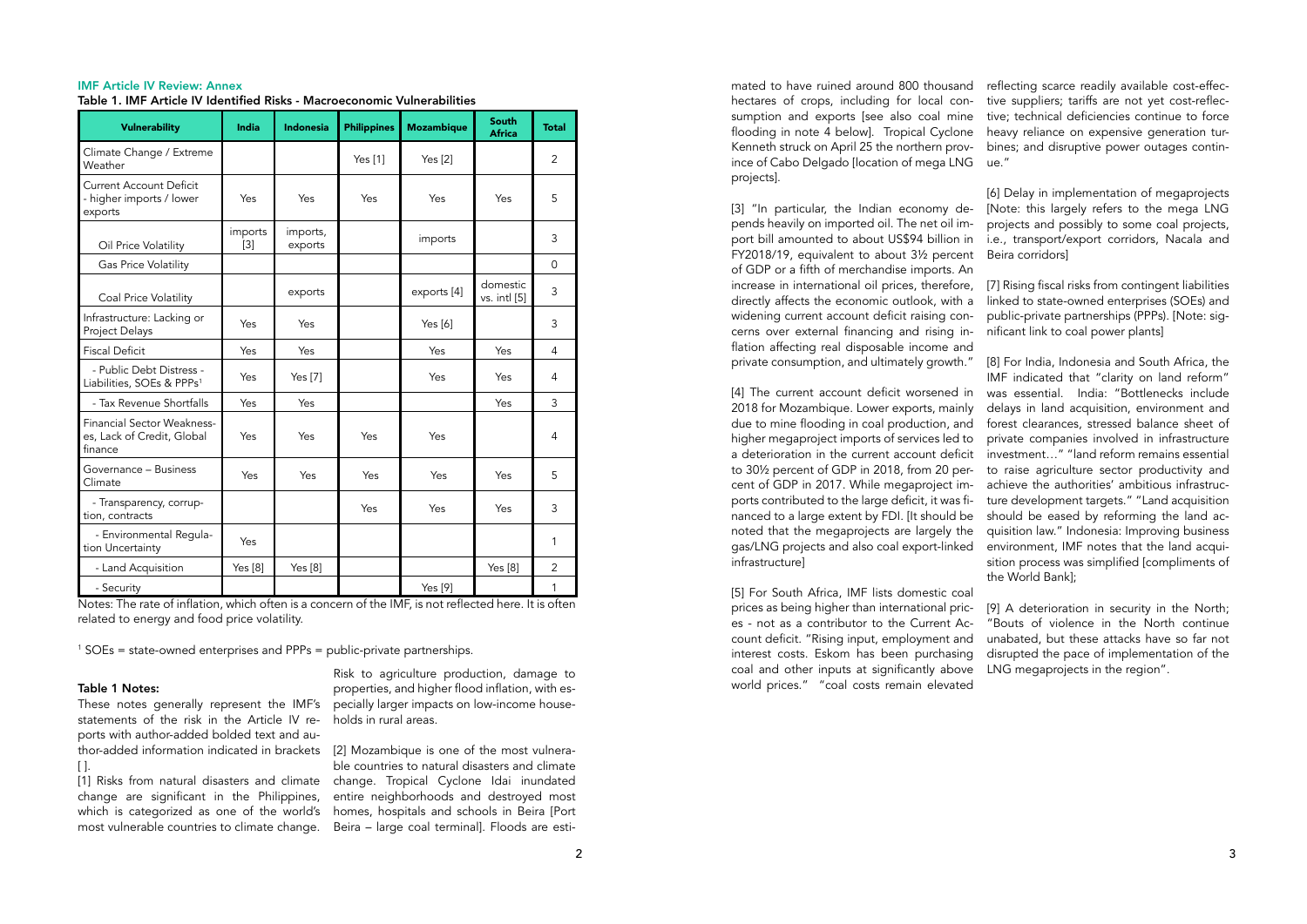### IMF Article IV Review: Annex

**Table 1. IMF Article IV Identified Risks - Macroeconomic Vulnerabilities**

| Vulnerability | India | Indonesia | Philippines | Mozambique | South Africa | Total |
|---|---|---|---|---|---|---|
| Climate Change / Extreme Weather | | | Yes [1] | Yes [2] | | 2 |
| Current Account Deficit - higher imports / lower exports | Yes | Yes | Yes | Yes | Yes | 5 |
| Oil Price Volatility | imports [3] | imports, exports | | imports | | 3 |
| Gas Price Volatility | | | | | | 0 |
| Coal Price Volatility | | exports | | exports [4] | domestic vs. intl [5] | 3 |
| Infrastructure: Lacking or Project Delays | Yes | Yes | | Yes [6] | | 3 |
| Fiscal Deficit | Yes | Yes | | Yes | Yes | 4 |
| - Public Debt Distress - Liabilities, SOEs & PPPs[1] | Yes | Yes [7] | | Yes | Yes | 4 |
| - Tax Revenue Shortfalls | Yes | Yes | | | Yes | 3 |
| Financial Sector Weaknesses, Lack of Credit, Global finance | Yes | Yes | Yes | Yes | | 4 |
| Governance – Business Climate | Yes | Yes | Yes | Yes | Yes | 5 |
| - Transparency, corruption, contracts | | | Yes | Yes | Yes | 3 |
| - Environmental Regulation Uncertainty | Yes | | | | | 1 |
| - Land Acquisition | Yes [8] | Yes [8] | | | Yes [8] | 2 |
| - Security | | | | Yes [9] | | 1 |

Notes: The rate of inflation, which often is a concern of the IMF, is not reflected here. It is often related to energy and food price volatility.

[1] SOEs = state-owned enterprises and PPPs = public-private partnerships.

**Table 1 Notes:**

These notes generally represent the IMF's statements of the risk in the Article IV reports with author-added bolded text and author-added information indicated in brackets [ ].

[1] Risks from natural disasters and climate change are significant in the Philippines, which is categorized as one of the world's most vulnerable countries to climate change. Risk to agriculture production, damage to properties, and higher flood inflation, with especially larger impacts on low-income households in rural areas.

[2] Mozambique is one of the most vulnerable countries to natural disasters and climate change. Tropical Cyclone Idai inundated entire neighborhoods and destroyed most homes, hospitals and schools in Beira [Port Beira – large coal terminal]. Floods are estimated to have ruined around 800 thousand hectares of crops, including for local consumption and exports [see also coal mine flooding in note 4 below]. Tropical Cyclone Kenneth struck on April 25 the northern province of Cabo Delgado [location of mega LNG projects].

[3] "In particular, the Indian economy depends heavily on imported oil. The net oil import bill amounted to about US$94 billion in FY2018/19, equivalent to about 3½ percent of GDP or a fifth of merchandise imports. An increase in international oil prices, therefore, directly affects the economic outlook, with a widening current account deficit raising concerns over external financing and rising inflation affecting real disposable income and private consumption, and ultimately growth."

[4] The current account deficit worsened in 2018 for Mozambique. Lower exports, mainly due to mine flooding in coal production, and higher megaproject imports of services led to a deterioration in the current account deficit to 30½ percent of GDP in 2018, from 20 percent of GDP in 2017. While megaproject imports contributed to the large deficit, it was financed to a large extent by FDI. [It should be noted that the megaprojects are largely the gas/LNG projects and also coal export-linked infrastructure]

[5] For South Africa, IMF lists domestic coal prices as being higher than international prices - not as a contributor to the Current Account Deficit. "Rising input, employment and interest costs. Eskom has been purchasing coal and other inputs at significantly above world prices." "coal costs remain elevated reflecting scarce readily available cost-effective suppliers; tariffs are not yet cost-reflective; technical deficiencies continue to force heavy reliance on expensive generation turbines; and disruptive power outages continue."

[6] Delay in implementation of megaprojects [Note: this largely refers to the mega LNG projects and possibly to some coal projects, i.e., transport/export corridors, Nacala and Beira corridors]

[7] Rising fiscal risks from contingent liabilities linked to state-owned enterprises (SOEs) and public-private partnerships (PPPs). [Note: significant link to coal power plants]

[8] For India, Indonesia and South Africa, the IMF indicated that "clarity on land reform" was essential. India: "Bottlenecks include delays in land acquisition, environment and forest clearances, stressed balance sheet of private companies involved in infrastructure investment…" "land reform remains essential to raise agriculture sector productivity and achieve the authorities' ambitious infrastructure development targets." "Land acquisition should be eased by reforming the land acquisition law." Indonesia: Improving business environment, IMF notes that the land acquisition process was simplified [compliments of the World Bank];

[9] A deterioration in security in the North; "Bouts of violence in the North continue unabated, but these attacks have so far not disrupted the pace of implementation of the LNG megaprojects in the region".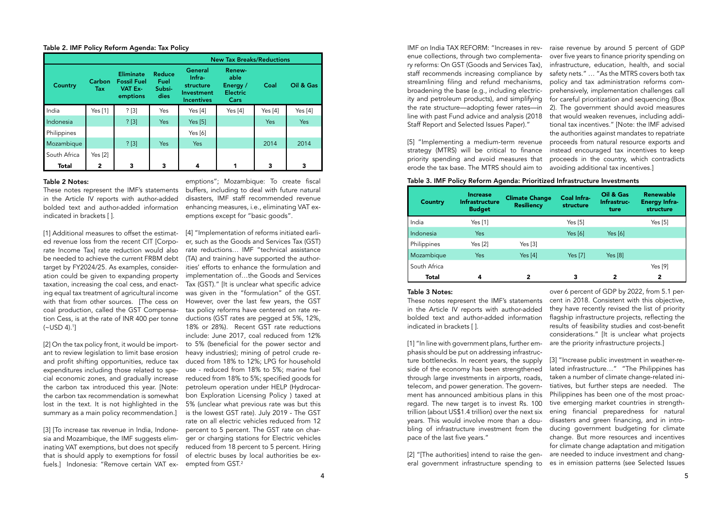## Table 2. IMF Policy Reform Agenda: Tax Policy

| Country | Carbon Tax | Eliminate Fossil Fuel VAT Exemptions | Reduce Fuel Subsidies | New Tax Breaks/Reductions: General Infrastructure Investment Incentives | New Tax Breaks/Reductions: Renewable Energy / Electric Cars | New Tax Breaks/Reductions: Coal | New Tax Breaks/Reductions: Oil & Gas |
|---|---|---|---|---|---|---|---|
| India | Yes [1] | ? [3] | Yes | Yes [4] | Yes [4] | Yes [4] | Yes [4] |
| Indonesia | | ? [3] | Yes | Yes [5] | | Yes | Yes |
| Philippines | | | | Yes [6] | | | |
| Mozambique | | ? [3] | Yes | Yes | | 2014 | 2014 |
| South Africa | Yes [2] | | | | | | |
| **Total** | **2** | **3** | **3** | **4** | **1** | **3** | **3** |

### Table 2 Notes:

These notes represent the IMF's statements in the Article IV reports with author-added bolded text and author-added information indicated in brackets [ ].

[1] Additional measures to offset the estimated revenue loss from the recent CIT [Corporate Income Tax] rate reduction would also be needed to achieve the current FRBM debt target by FY2024/25. As examples, consideration could be given to expanding property taxation, increasing the coal cess, and enacting equal tax treatment of agricultural income with that from other sources. [The cess on coal production, called the GST Compensation Cess, is at the rate of INR 400 per tonne (~USD 4).[1]]

[2] On the tax policy front, it would be important to review legislation to limit base erosion and profit shifting opportunities, reduce tax expenditures including those related to special economic zones, and gradually increase the carbon tax introduced this year. [Note: the carbon tax recommendation is somewhat lost in the text. It is not highlighted in the summary as a main policy recommendation.]

[3] [To increase tax revenue in India, Indonesia and Mozambique, the IMF suggests eliminating VAT exemptions, but does not specify that is should apply to exemptions for fossil fuels.] Indonesia: "Remove certain VAT exemptions"; Mozambique: To create fiscal buffers, including to deal with future natural disasters, IMF staff recommended revenue enhancing measures, i.e., eliminating VAT exemptions except for "basic goods".

[4] "Implementation of reforms initiated earlier, such as the Goods and Services Tax (GST) rate reductions… IMF "technical assistance (TA) and training have supported the authorities' efforts to enhance the formulation and implementation of…the Goods and Services Tax (GST)." [It is unclear what specific advice was given in the "formulation" of the GST. However, over the last few years, the GST tax policy reforms have centered on rate reductions (GST rates are pegged at 5%, 12%, 18% or 28%). Recent GST rate reductions include: June 2017, coal reduced from 12% to 5% (beneficial for the power sector and heavy industries); mining of petrol crude reduced from 18% to 12%; LPG for household use - reduced from 18% to 5%; marine fuel reduced from 18% to 5%; specified goods for petroleum operation under HELP (Hydrocarbon Exploration Licensing Policy ) taxed at 5% (unclear what previous rate was but this is the lowest GST rate). July 2019 - The GST rate on all electric vehicles reduced from 12 percent to 5 percent. The GST rate on charger or charging stations for Electric vehicles reduced from 18 percent to 5 percent. Hiring of electric buses by local authorities be exempted from GST.[2]

IMF on India TAX REFORM: "Increases in revenue collections, through two complementary reforms: On GST (Goods and Services Tax), staff recommends increasing compliance by streamlining filing and refund mechanisms, broadening the base (e.g., including electricity and petroleum products), and simplifying the rate structure—adopting fewer rates—in line with past Fund advice and analysis (2018 Staff Report and Selected Issues Paper)."

[5] "Implementing a medium-term revenue strategy (MTRS) will be critical to finance priority spending and avoid measures that erode the tax base. The MTRS should aim to raise revenue by around 5 percent of GDP over five years to finance priority spending on infrastructure, education, health, and social safety nets." … "As the MTRS covers both tax policy and tax administration reforms comprehensively, implementation challenges call for careful prioritization and sequencing (Box 2). The government should avoid measures that would weaken revenues, including additional tax incentives." [Note: the IMF advised the authorities against mandates to repatriate proceeds from natural resource exports and instead encouraged tax incentives to keep proceeds in the country, which contradicts avoiding additional tax incentives.]

## Table 3. IMF Policy Reform Agenda: Prioritized Infrastructure Investments

| Country | Increase Infrastructure Budget | Climate Change Resiliency | Coal Infrastructure | Oil & Gas Infrastructure | Renewable Energy Infrastructure |
|---|---|---|---|---|---|
| India | Yes [1] | | Yes [5] | | Yes [5] |
| Indonesia | Yes | | Yes [6] | Yes [6] | |
| Philippines | Yes [2] | Yes [3] | | | |
| Mozambique | Yes | Yes [4] | Yes [7] | Yes [8] | |
| South Africa | | | | | Yes [9] |
| **Total** | **4** | **2** | **3** | **2** | **2** |

### Table 3 Notes:

These notes represent the IMF's statements in the Article IV reports with author-added bolded text and author-added information indicated in brackets [ ].

[1] "In line with government plans, further emphasis should be put on addressing infrastructure bottlenecks. In recent years, the supply side of the economy has been strengthened through large investments in airports, roads, telecom, and power generation. The government has announced ambitious plans in this regard. The new target is to invest Rs. 100 trillion (about US$1.4 trillion) over the next six years. This would involve more than a doubling of infrastructure investment from the pace of the last five years."

[2] "[The authorities] intend to raise the general government infrastructure spending to over 6 percent of GDP by 2022, from 5.1 percent in 2018. Consistent with this objective, they have recently revised the list of priority flagship infrastructure projects, reflecting the results of feasibility studies and cost-benefit considerations." [It is unclear what projects are the priority infrastructure projects.]

[3] "Increase public investment in weather-related infrastructure…" "The Philippines has taken a number of climate change-related initiatives, but further steps are needed. The Philippines has been one of the most proactive emerging market countries in strengthening financial preparedness for natural disasters and green financing, and in introducing government budgeting for climate change. But more resources and incentives for climate change adaptation and mitigation are needed to induce investment and changes in emission patterns (see Selected Issues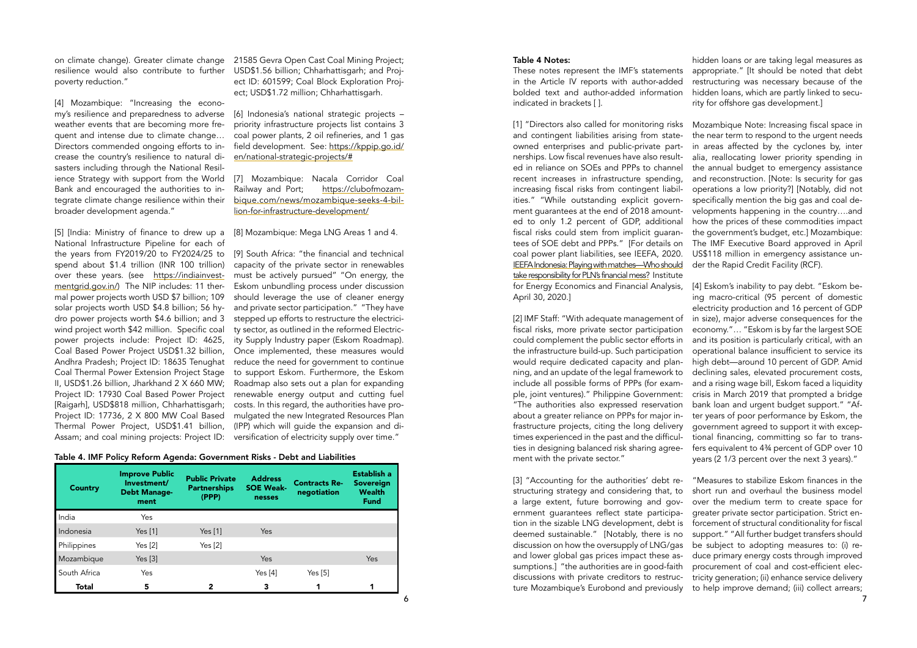on climate change). Greater climate change resilience would also contribute to further poverty reduction."

[4] Mozambique: "Increasing the economy's resilience and preparedness to adverse weather events that are becoming more frequent and intense due to climate change… Directors commended ongoing efforts to increase the country's resilience to natural disasters including through the National Resilience Strategy with support from the World Bank and encouraged the authorities to integrate climate change resilience within their broader development agenda."

[5] [India: Ministry of finance to drew up a National Infrastructure Pipeline for each of the years from FY2019/20 to FY2024/25 to spend about $1.4 trillion (INR 100 trillion) over these years. (see https://indiainvestmentgrid.gov.in/) The NIP includes: 11 thermal power projects worth USD $7 billion; 109 solar projects worth USD $4.8 billion; 56 hydro power projects worth $4.6 billion; and 3 wind project worth $42 million. Specific coal power projects include: Project ID: 4625, Coal Based Power Project USD$1.32 billion, Andhra Pradesh; Project ID: 18635 Tenughat Coal Thermal Power Extension Project Stage II, USD$1.26 billion, Jharkhand 2 X 660 MW; Project ID: 17930 Coal Based Power Project [Raigarh], USD$818 million, Chharhattisgarh; Project ID: 17736, 2 X 800 MW Coal Based Thermal Power Project, USD$1.41 billion, Assam; and coal mining projects: Project ID: 21585 Gevra Open Cast Coal Mining Project; USD$1.56 billion; Chharhattisgarh; and Project ID: 601599; Coal Block Exploration Project; USD$1.72 million; Chharhattisgarh.

[6] Indonesia's national strategic projects – priority infrastructure projects list contains 3 coal power plants, 2 oil refineries, and 1 gas field development. See: https://kppip.go.id/en/national-strategic-projects/#

[7] Mozambique: Nacala Corridor Coal Railway and Port; https://clubofmozambique.com/news/mozambique-seeks-4-billion-for-infrastructure-development/

[8] Mozambique: Mega LNG Areas 1 and 4.

[9] South Africa: "the financial and technical capacity of the private sector in renewables must be actively pursued" "On energy, the Eskom unbundling process under discussion should leverage the use of cleaner energy and private sector participation." "They have stepped up efforts to restructure the electricity sector, as outlined in the reformed Electricity Supply Industry paper (Eskom Roadmap). Once implemented, these measures would reduce the need for government to continue to support Eskom. Furthermore, the Eskom Roadmap also sets out a plan for expanding renewable energy output and cutting fuel costs. In this regard, the authorities have promulgated the new Integrated Resources Plan (IPP) which will guide the expansion and diversification of electricity supply over time."

**Table 4. IMF Policy Reform Agenda: Government Risks - Debt and Liabilities**

| Country | Improve Public Investment/ Debt Management | Public Private Partnerships (PPP) | Address SOE Weaknesses | Contracts Renegotiation | Establish a Sovereign Wealth Fund |
|---|---|---|---|---|---|
| India | Yes | | | | |
| Indonesia | Yes [1] | Yes [1] | Yes | | |
| Philippines | Yes [2] | Yes [2] | | | |
| Mozambique | Yes [3] | | Yes | | Yes |
| South Africa | Yes | | Yes [4] | Yes [5] | |
| **Total** | **5** | **2** | **3** | **1** | **1** |

### Table 4 Notes:

These notes represent the IMF's statements in the Article IV reports with author-added bolded text and author-added information indicated in brackets [ ].

[1] "Directors also called for monitoring risks and contingent liabilities arising from state-owned enterprises and public-private partnerships. Low fiscal revenues have also resulted in reliance on SOEs and PPPs to channel recent increases in infrastructure spending, increasing fiscal risks from contingent liabilities." "While outstanding explicit government guarantees at the end of 2018 amounted to only 1.2 percent of GDP, additional fiscal risks could stem from implicit guarantees of SOE debt and PPPs." [For details on coal power plant liabilities, see IEEFA, 2020. IEEFA Indonesia: Playing with matches—Who should take responsibility for PLN's financial mess? Institute for Energy Economics and Financial Analysis, April 30, 2020.]

[2] IMF Staff: "With adequate management of fiscal risks, more private sector participation could complement the public sector efforts in the infrastructure build-up. Such participation would require dedicated capacity and planning, and an update of the legal framework to include all possible forms of PPPs (for example, joint ventures)." Philippine Government: "The authorities also expressed reservation about a greater reliance on PPPs for major infrastructure projects, citing the long delivery times experienced in the past and the difficulties in designing balanced risk sharing agreement with the private sector."

[3] "Accounting for the authorities' debt restructuring strategy and considering that, to a large extent, future borrowing and government guarantees reflect state participation in the sizable LNG development, debt is deemed sustainable." [Notably, there is no discussion on how the oversupply of LNG/gas and lower global gas prices impact these assumptions.] "the authorities are in good-faith discussions with private creditors to restructure Mozambique's Eurobond and previously hidden loans or are taking legal measures as appropriate." [It should be noted that debt restructuring was necessary because of the hidden loans, which are partly linked to security for offshore gas development.]

Mozambique Note: Increasing fiscal space in the near term to respond to the urgent needs in areas affected by the cyclones by, inter alia, reallocating lower priority spending in the annual budget to emergency assistance and reconstruction. [Note: Is security for gas operations a low priority?] [Notably, did not specifically mention the big gas and coal developments happening in the country….and how the prices of these commodities impact the government's budget, etc.] Mozambique: The IMF Executive Board approved in April US$118 million in emergency assistance under the Rapid Credit Facility (RCF).

[4] Eskom's inability to pay debt. "Eskom being macro-critical (95 percent of domestic electricity production and 16 percent of GDP in size), major adverse consequences for the economy."… "Eskom is by far the largest SOE and its position is particularly critical, with an operational balance insufficient to service its high debt—around 10 percent of GDP. Amid declining sales, elevated procurement costs, and a rising wage bill, Eskom faced a liquidity crisis in March 2019 that prompted a bridge bank loan and urgent budget support." "After years of poor performance by Eskom, the government agreed to support it with exceptional financing, committing so far to transfers equivalent to 4¾ percent of GDP over 10 years (2 1/3 percent over the next 3 years)."

"Measures to stabilize Eskom finances in the short run and overhaul the business model over the medium term to create space for greater private sector participation. Strict enforcement of structural conditionality for fiscal support." "All further budget transfers should be subject to adopting measures to: (i) reduce primary energy costs through improved procurement of coal and cost-efficient electricity generation; (ii) enhance service delivery to help improve demand; (iii) collect arrears;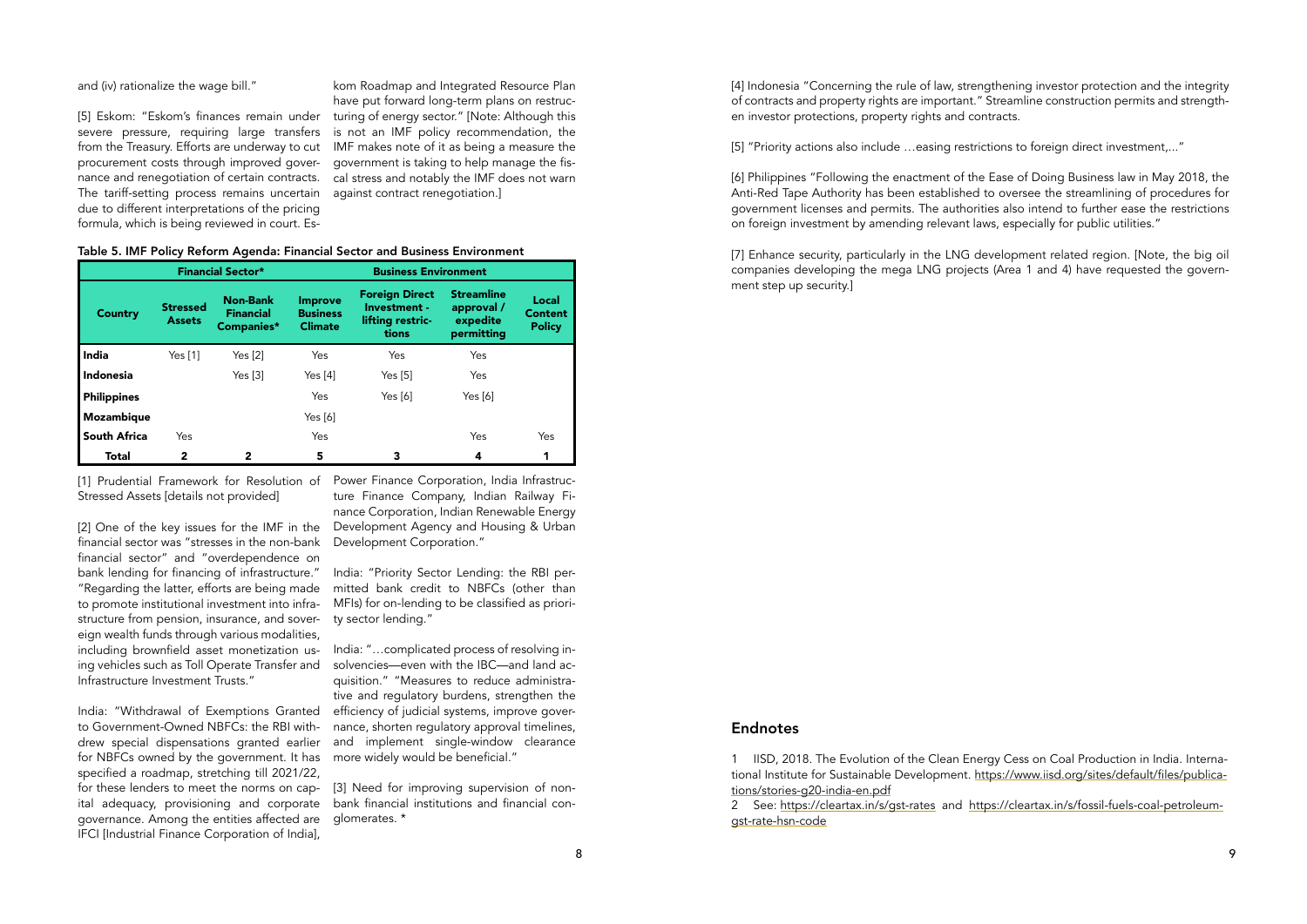and (iv) rationalize the wage bill."

[5] Eskom: "Eskom's finances remain under severe pressure, requiring large transfers from the Treasury. Efforts are underway to cut procurement costs through improved governance and renegotiation of certain contracts. The tariff-setting process remains uncertain due to different interpretations of the pricing formula, which is being reviewed in court. Eskom Roadmap and Integrated Resource Plan have put forward long-term plans on restructuring of energy sector." [Note: Although this is not an IMF policy recommendation, the IMF makes note of it as being a measure the government is taking to help manage the fiscal stress and notably the IMF does not warn against contract renegotiation.]

**Table 5. IMF Policy Reform Agenda: Financial Sector and Business Environment**

| | Financial Sector* | | Business Environment | | | |
|---|---|---|---|---|---|---|
| **Country** | **Stressed Assets** | **Non-Bank Financial Companies*** | **Improve Business Climate** | **Foreign Direct Investment - lifting restrictions** | **Streamline approval / expedite permitting** | **Local Content Policy** |
| **India** | Yes [1] | Yes [2] | Yes | Yes | Yes | |
| **Indonesia** | | Yes [3] | Yes [4] | Yes [5] | Yes | |
| **Philippines** | | | Yes | Yes [6] | Yes [6] | |
| **Mozambique** | | | Yes [6] | | | |
| **South Africa** | Yes | | Yes | | Yes | Yes |
| **Total** | **2** | **2** | **5** | **3** | **4** | **1** |

[1] Prudential Framework for Resolution of Stressed Assets [details not provided]

[2] One of the key issues for the IMF in the financial sector was "stresses in the non-bank financial sector" and "overdependence on bank lending for financing of infrastructure." "Regarding the latter, efforts are being made to promote institutional investment into infrastructure from pension, insurance, and sovereign wealth funds through various modalities, including brownfield asset monetization using vehicles such as Toll Operate Transfer and Infrastructure Investment Trusts."

India: "Withdrawal of Exemptions Granted to Government-Owned NBFCs: the RBI withdrew special dispensations granted earlier for NBFCs owned by the government. It has specified a roadmap, stretching till 2021/22, for these lenders to meet the norms on capital adequacy, provisioning and corporate governance. Among the entities affected are IFCI [Industrial Finance Corporation of India], Power Finance Corporation, India Infrastructure Finance Company, Indian Railway Finance Corporation, Indian Renewable Energy Development Agency and Housing & Urban Development Corporation."

India: "Priority Sector Lending: the RBI permitted bank credit to NBFCs (other than MFIs) for on-lending to be classified as priority sector lending."

India: "…complicated process of resolving insolvencies—even with the IBC—and land acquisition." "Measures to reduce administrative and regulatory burdens, strengthen the efficiency of judicial systems, improve governance, shorten regulatory approval timelines, and implement single-window clearance more widely would be beneficial."

[3] Need for improving supervision of nonbank financial institutions and financial conglomerates. *

[4] Indonesia "Concerning the rule of law, strengthening investor protection and the integrity of contracts and property rights are important." Streamline construction permits and strengthen investor protections, property rights and contracts.

[5] "Priority actions also include …easing restrictions to foreign direct investment,..."

[6] Philippines "Following the enactment of the Ease of Doing Business law in May 2018, the Anti-Red Tape Authority has been established to oversee the streamlining of procedures for government licenses and permits. The authorities also intend to further ease the restrictions on foreign investment by amending relevant laws, especially for public utilities."

[7] Enhance security, particularly in the LNG development related region. [Note, the big oil companies developing the mega LNG projects (Area 1 and 4) have requested the government step up security.]

## Endnotes

1 IISD, 2018. The Evolution of the Clean Energy Cess on Coal Production in India. International Institute for Sustainable Development. https://www.iisd.org/sites/default/files/publications/stories-g20-india-en.pdf

2 See: https://cleartax.in/s/gst-rates and https://cleartax.in/s/fossil-fuels-coal-petroleum-gst-rate-hsn-code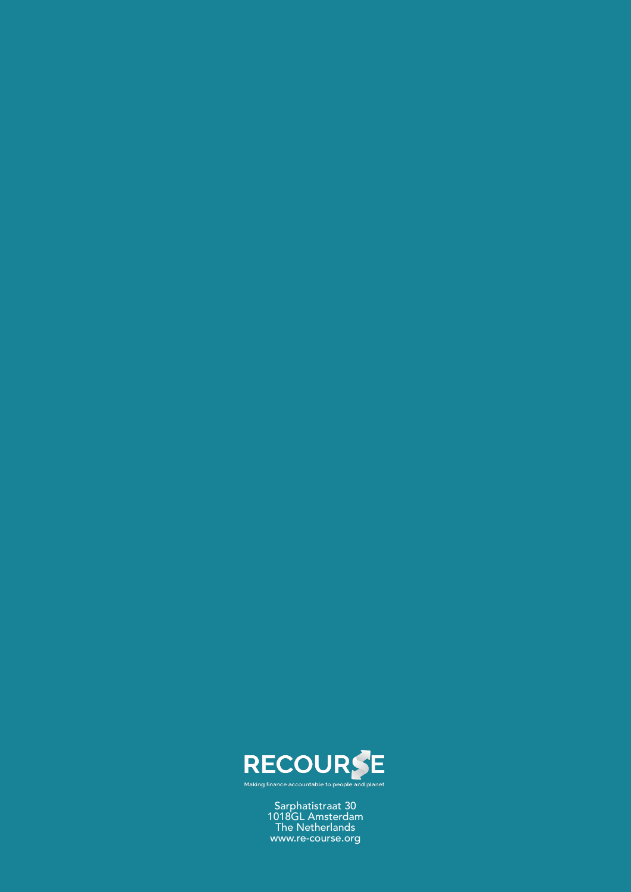RECOURSE

Making finance accountable to people and planet

Sarphatistraat 30
1018GL Amsterdam
The Netherlands
www.re-course.org